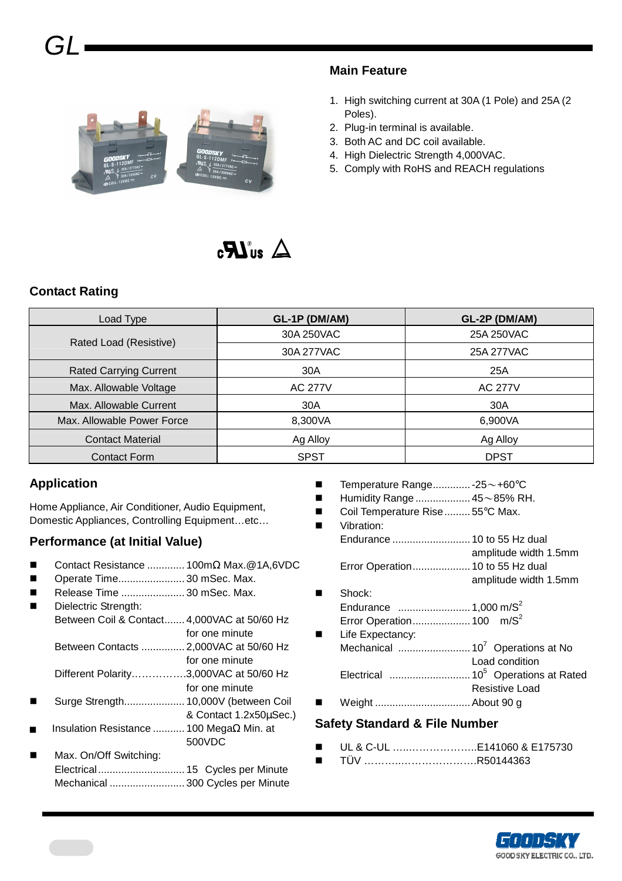# GL

## Main Feature

1. High switching current at 30A (1 Pole) and 25A (2 Poles).
2. Plug-in terminal is available.
3. Both AC and DC coil available.
4. High Dielectric Strength 4,000VAC.
5. Comply with RoHS and REACH regulations

## Contact Rating

| Load Type | GL-1P (DM/AM) | GL-2P (DM/AM) |
|---|---|---|
| Rated Load (Resistive) | 30A 250VAC | 25A 250VAC |
| | 30A 277VAC | 25A 277VAC |
| Rated Carrying Current | 30A | 25A |
| Max. Allowable Voltage | AC 277V | AC 277V |
| Max. Allowable Current | 30A | 30A |
| Max. Allowable Power Force | 8,300VA | 6,900VA |
| Contact Material | Ag Alloy | Ag Alloy |
| Contact Form | SPST | DPST |

## Application

Home Appliance, Air Conditioner, Audio Equipment, Domestic Appliances, Controlling Equipment…etc…

## Performance (at Initial Value)

- Contact Resistance ............. 100mΩ Max.@1A,6VDC
- Operate Time....................... 30 mSec. Max.
- Release Time ...................... 30 mSec. Max.
- Dielectric Strength:
  - Between Coil & Contact....... 4,000VAC at 50/60 Hz for one minute
  - Between Contacts ............... 2,000VAC at 50/60 Hz for one minute
  - Different Polarity…………….3,000VAC at 50/60 Hz for one minute
- Surge Strength..................... 10,000V (between Coil & Contact 1.2x50μSec.)
- Insulation Resistance ........... 100 MegaΩ Min. at 500VDC
- Max. On/Off Switching:
  - Electrical.............................. 15 Cycles per Minute
  - Mechanical .......................... 300 Cycles per Minute
- Temperature Range............. -25～+60℃
- Humidity Range ................... 45～85% RH.
- Coil Temperature Rise......... 55℃ Max.
- Vibration:
  - Endurance ........................... 10 to 55 Hz dual amplitude width 1.5mm
  - Error Operation.................... 10 to 55 Hz dual amplitude width 1.5mm
- Shock:
  - Endurance ......................... 1,000 $m/S^2$
  - Error Operation.................... 100 $m/S^2$
- Life Expectancy:
  - Mechanical ......................... $10^7$ Operations at No Load condition
  - Electrical ............................ $10^5$ Operations at Rated Resistive Load
- Weight ................................. About 90 g

## Safety Standard & File Number

- UL & C-UL ……………………..E141060 & E175730
- TÜV ………..…………………R50144363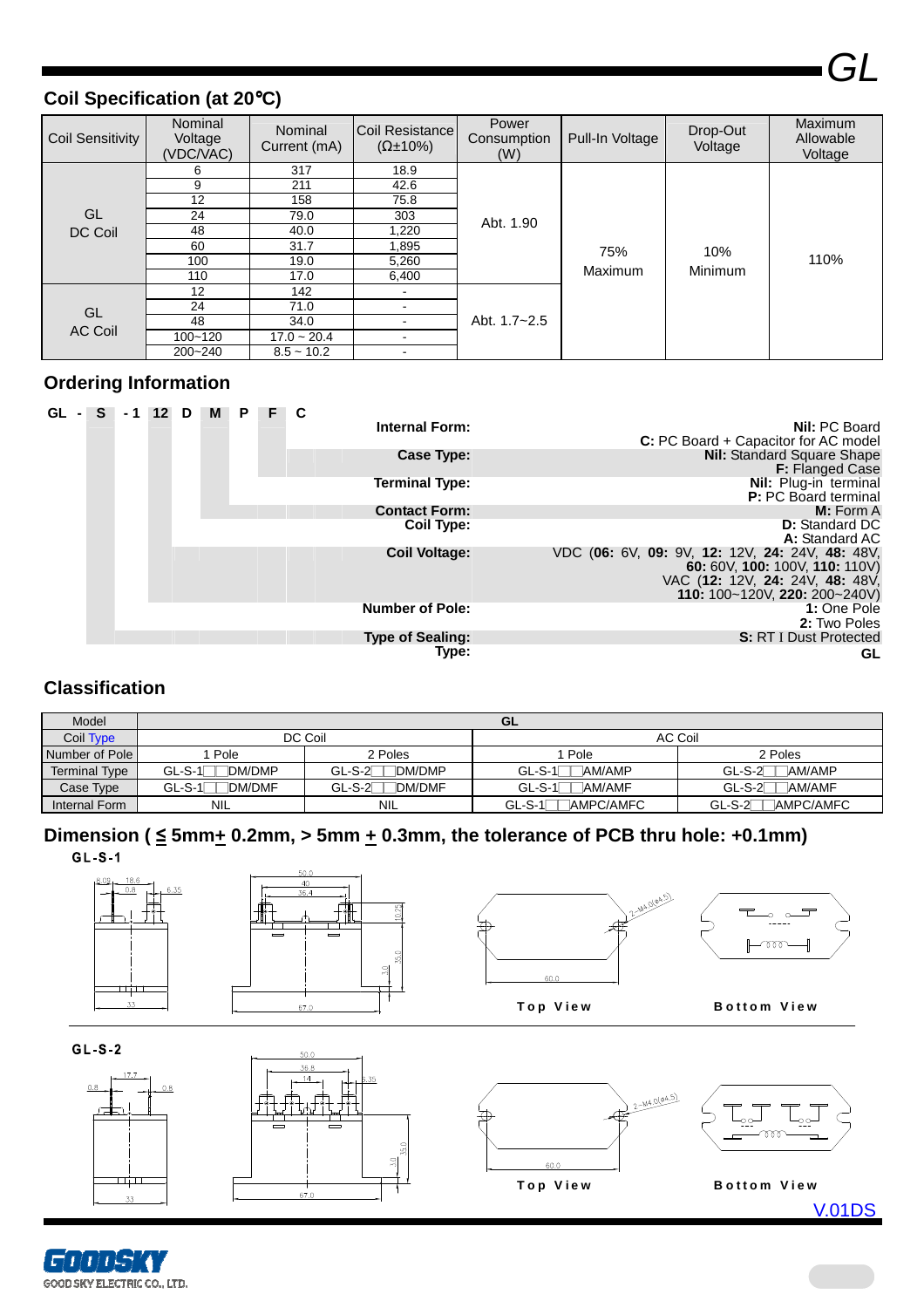## Coil Specification (at 20°C)

| Coil Sensitivity | Nominal Voltage (VDC/VAC) | Nominal Current (mA) | Coil Resistance (Ω±10%) | Power Consumption (W) | Pull-In Voltage | Drop-Out Voltage | Maximum Allowable Voltage |
|---|---|---|---|---|---|---|---|
| GL DC Coil | 6 | 317 | 18.9 | Abt. 1.90 | 75% Maximum | 10% Minimum | 110% |
| | 9 | 211 | 42.6 | | | | |
| | 12 | 158 | 75.8 | | | | |
| | 24 | 79.0 | 303 | | | | |
| | 48 | 40.0 | 1,220 | | | | |
| | 60 | 31.7 | 1,895 | | | | |
| | 100 | 19.0 | 5,260 | | | | |
| | 110 | 17.0 | 6,400 | | | | |
| GL AC Coil | 12 | 142 | - | Abt. 1.7~2.5 | | | |
| | 24 | 71.0 | - | | | | |
| | 48 | 34.0 | - | | | | |
| | 100~120 | 17.0 ~ 20.4 | - | | | | |
| | 200~240 | 8.5 ~ 10.2 | - | | | | |

## Ordering Information

GL - S -1 12 D M P F C

| | |
|---|---|
| **Internal Form:** | **Nil:** PC Board<br>**C:** PC Board + Capacitor for AC model |
| **Case Type:** | **Nil:** Standard Square Shape<br>**F:** Flanged Case |
| **Terminal Type:** | **Nil:** Plug-in terminal<br>**P:** PC Board terminal |
| **Contact Form:** | **M:** Form A |
| **Coil Type:** | **D:** Standard DC<br>**A:** Standard AC |
| **Coil Voltage:** | VDC (**06:** 6V, **09:** 9V, **12:** 12V, **24:** 24V, **48:** 48V, **60:** 60V, **100:** 100V, **110:** 110V)<br>VAC (**12:** 12V, **24:** 24V, **48:** 48V, **110:** 100~120V, **220:** 200~240V) |
| **Number of Pole:** | **1:** One Pole<br>**2:** Two Poles |
| **Type of Sealing:** | **S:** RT I Dust Protected |
| **Type:** | **GL** |

## Classification

| Model | GL | | | |
|---|---|---|---|---|
| Coil Type | DC Coil | | AC Coil | |
| Number of Pole | 1 Pole | 2 Poles | 1 Pole | 2 Poles |
| Terminal Type | GL-S-1□□DM/DMP | GL-S-2□□DM/DMP | GL-S-1□□AM/AMP | GL-S-2□□AM/AMP |
| Case Type | GL-S-1□□DM/DMF | GL-S-2□□DM/DMF | GL-S-1□□AM/AMF | GL-S-2□□AM/AMF |
| Internal Form | NIL | NIL | GL-S-1□□AMPC/AMFC | GL-S-2□□AMPC/AMFC |

## Dimension ( ≤ 5mm ± 0.2mm, > 5mm ± 0.3mm, the tolerance of PCB thru hole: +0.1mm)

**GL-S-1**

8.09 18.6 0.8 6.35 33

50.0 40 36.4 10.25 35.0 3.0 67.0

2-M4.0(ø4.5) 60.0

Top View

Bottom View

**GL-S-2**

17.7 0.8 0.8 33

50.0 36.8 14 6.35 35.0 3.0 67.0

2-M4.0(ø4.5) 60.0

Top View

Bottom View

V.01DS

GOODSKY

GOOD SKY ELECTRIC CO., LTD.